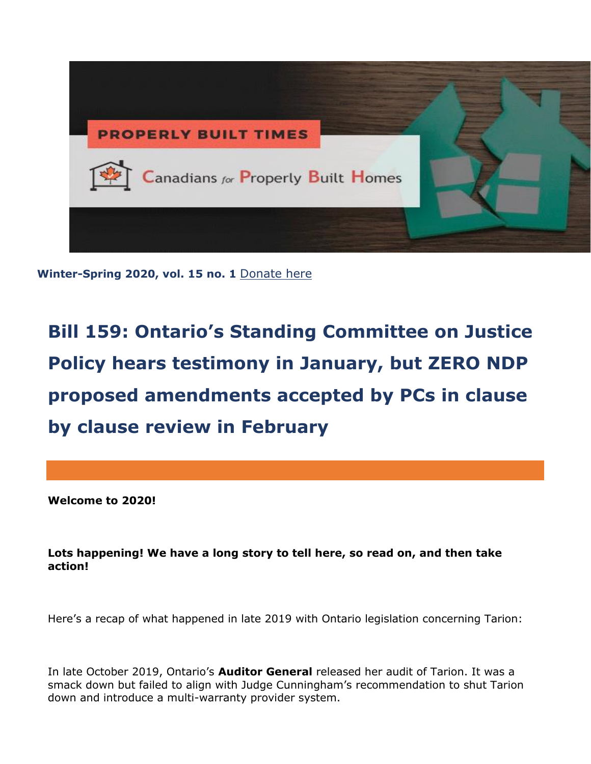PROPERLY BUILT TIMES

Canadians for Properly Built Homes

**Winter-Spring 2020, vol. 15 no. 1** Donate here

# Bill 159: Ontario's Standing Committee on Justice Policy hears testimony in January, but ZERO NDP proposed amendments accepted by PCs in clause by clause review in February

**Welcome to 2020!**

**Lots happening! We have a long story to tell here, so read on, and then take action!**

Here's a recap of what happened in late 2019 with Ontario legislation concerning Tarion:

In late October 2019, Ontario's **Auditor General** released her audit of Tarion. It was a smack down but failed to align with Judge Cunningham's recommendation to shut Tarion down and introduce a multi-warranty provider system.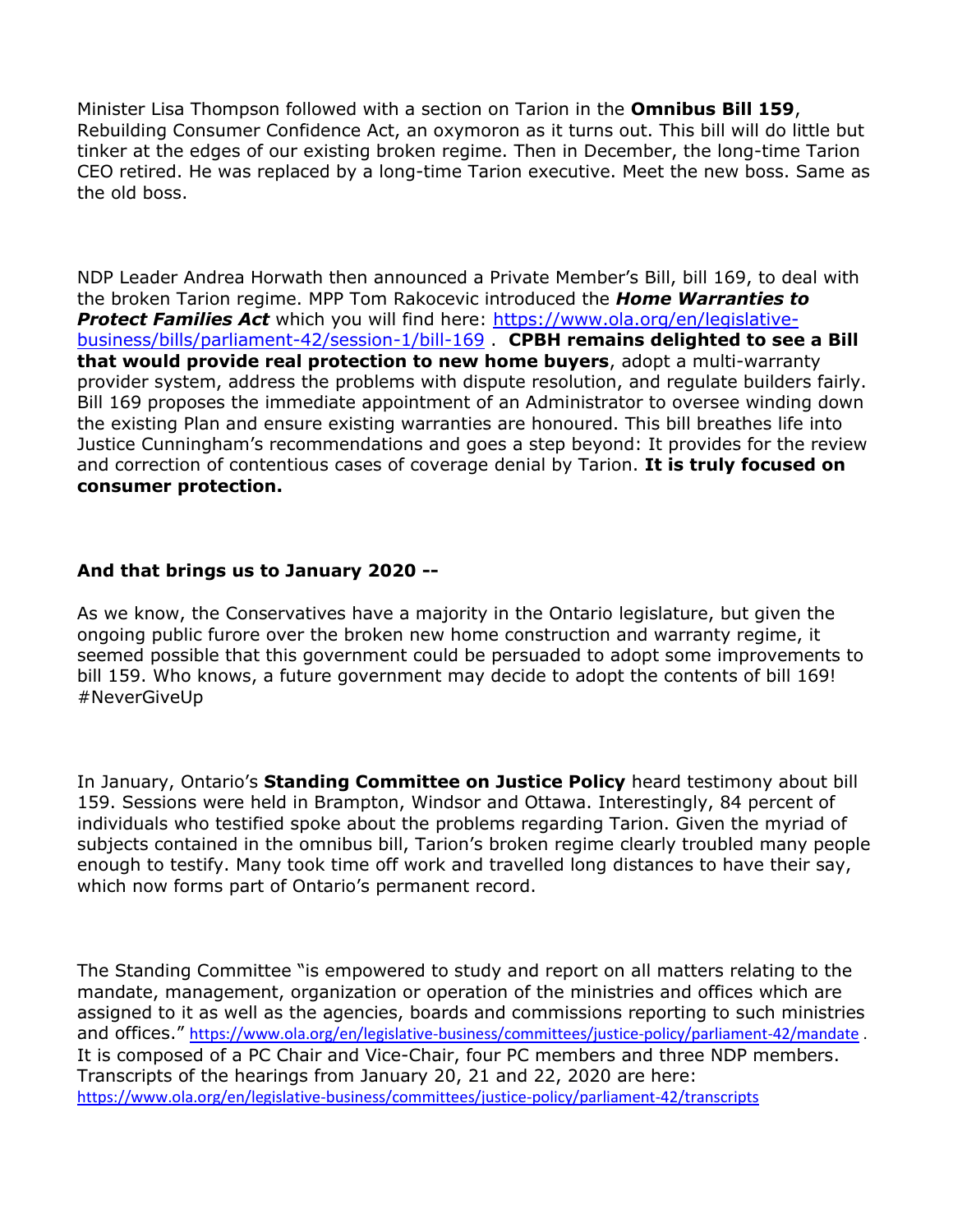Minister Lisa Thompson followed with a section on Tarion in the **Omnibus Bill 159**, Rebuilding Consumer Confidence Act, an oxymoron as it turns out. This bill will do little but tinker at the edges of our existing broken regime. Then in December, the long-time Tarion CEO retired. He was replaced by a long-time Tarion executive. Meet the new boss. Same as the old boss.

NDP Leader Andrea Horwath then announced a Private Member's Bill, bill 169, to deal with the broken Tarion regime. MPP Tom Rakocevic introduced the ***Home Warranties to Protect Families Act*** which you will find here: [https://www.ola.org/en/legislative-business/bills/parliament-42/session-1/bill-169](https://www.ola.org/en/legislative-business/bills/parliament-42/session-1/bill-169) . **CPBH remains delighted to see a Bill that would provide real protection to new home buyers**, adopt a multi-warranty provider system, address the problems with dispute resolution, and regulate builders fairly. Bill 169 proposes the immediate appointment of an Administrator to oversee winding down the existing Plan and ensure existing warranties are honoured. This bill breathes life into Justice Cunningham's recommendations and goes a step beyond: It provides for the review and correction of contentious cases of coverage denial by Tarion. **It is truly focused on consumer protection.**

**And that brings us to January 2020 --**

As we know, the Conservatives have a majority in the Ontario legislature, but given the ongoing public furore over the broken new home construction and warranty regime, it seemed possible that this government could be persuaded to adopt some improvements to bill 159. Who knows, a future government may decide to adopt the contents of bill 169! #NeverGiveUp

In January, Ontario's **Standing Committee on Justice Policy** heard testimony about bill 159. Sessions were held in Brampton, Windsor and Ottawa. Interestingly, 84 percent of individuals who testified spoke about the problems regarding Tarion. Given the myriad of subjects contained in the omnibus bill, Tarion's broken regime clearly troubled many people enough to testify. Many took time off work and travelled long distances to have their say, which now forms part of Ontario's permanent record.

The Standing Committee "is empowered to study and report on all matters relating to the mandate, management, organization or operation of the ministries and offices which are assigned to it as well as the agencies, boards and commissions reporting to such ministries and offices." [https://www.ola.org/en/legislative-business/committees/justice-policy/parliament-42/mandate](https://www.ola.org/en/legislative-business/committees/justice-policy/parliament-42/mandate) . It is composed of a PC Chair and Vice-Chair, four PC members and three NDP members. Transcripts of the hearings from January 20, 21 and 22, 2020 are here: [https://www.ola.org/en/legislative-business/committees/justice-policy/parliament-42/transcripts](https://www.ola.org/en/legislative-business/committees/justice-policy/parliament-42/transcripts)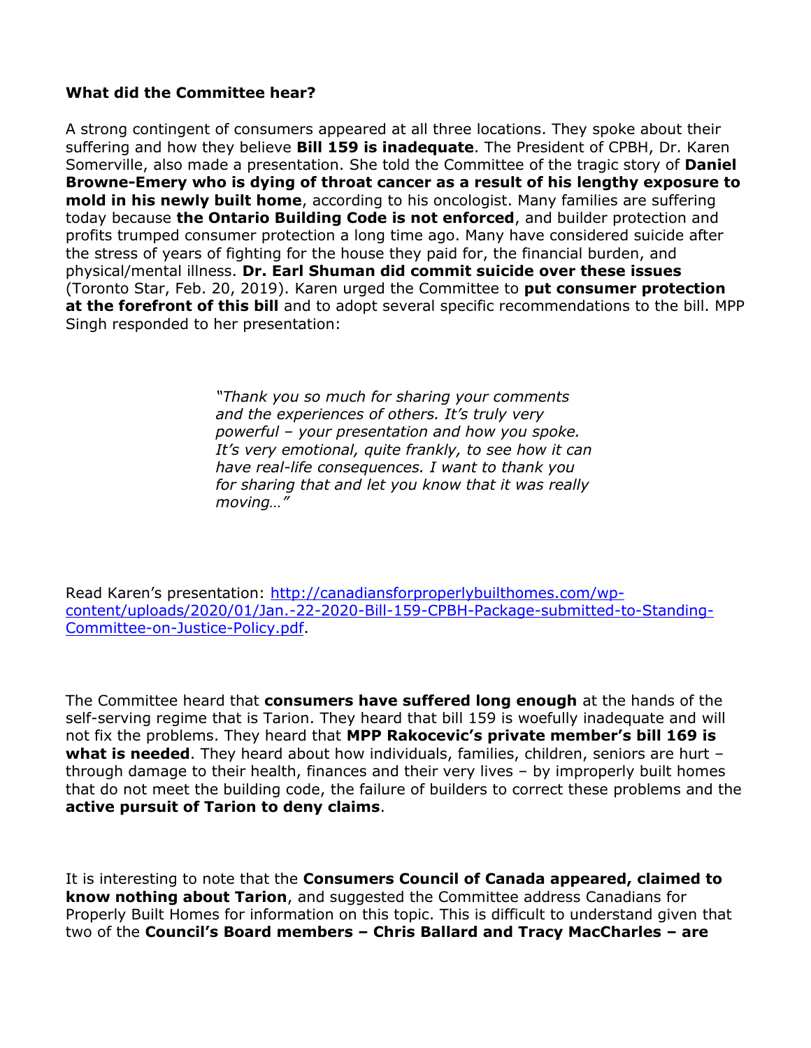**What did the Committee hear?**

A strong contingent of consumers appeared at all three locations. They spoke about their suffering and how they believe **Bill 159 is inadequate**. The President of CPBH, Dr. Karen Somerville, also made a presentation. She told the Committee of the tragic story of **Daniel Browne-Emery who is dying of throat cancer as a result of his lengthy exposure to mold in his newly built home**, according to his oncologist. Many families are suffering today because **the Ontario Building Code is not enforced**, and builder protection and profits trumped consumer protection a long time ago. Many have considered suicide after the stress of years of fighting for the house they paid for, the financial burden, and physical/mental illness. **Dr. Earl Shuman did commit suicide over these issues** (Toronto Star, Feb. 20, 2019). Karen urged the Committee to **put consumer protection at the forefront of this bill** and to adopt several specific recommendations to the bill. MPP Singh responded to her presentation:

> *"Thank you so much for sharing your comments and the experiences of others. It's truly very powerful – your presentation and how you spoke. It's very emotional, quite frankly, to see how it can have real-life consequences. I want to thank you for sharing that and let you know that it was really moving…"*

Read Karen's presentation: [http://canadiansforproperlybuilthomes.com/wp-content/uploads/2020/01/Jan.-22-2020-Bill-159-CPBH-Package-submitted-to-Standing-Committee-on-Justice-Policy.pdf](http://canadiansforproperlybuilthomes.com/wp-content/uploads/2020/01/Jan.-22-2020-Bill-159-CPBH-Package-submitted-to-Standing-Committee-on-Justice-Policy.pdf).

The Committee heard that **consumers have suffered long enough** at the hands of the self-serving regime that is Tarion. They heard that bill 159 is woefully inadequate and will not fix the problems. They heard that **MPP Rakocevic's private member's bill 169 is what is needed**. They heard about how individuals, families, children, seniors are hurt – through damage to their health, finances and their very lives – by improperly built homes that do not meet the building code, the failure of builders to correct these problems and the **active pursuit of Tarion to deny claims**.

It is interesting to note that the **Consumers Council of Canada appeared, claimed to know nothing about Tarion**, and suggested the Committee address Canadians for Properly Built Homes for information on this topic. This is difficult to understand given that two of the **Council's Board members – Chris Ballard and Tracy MacCharles – are**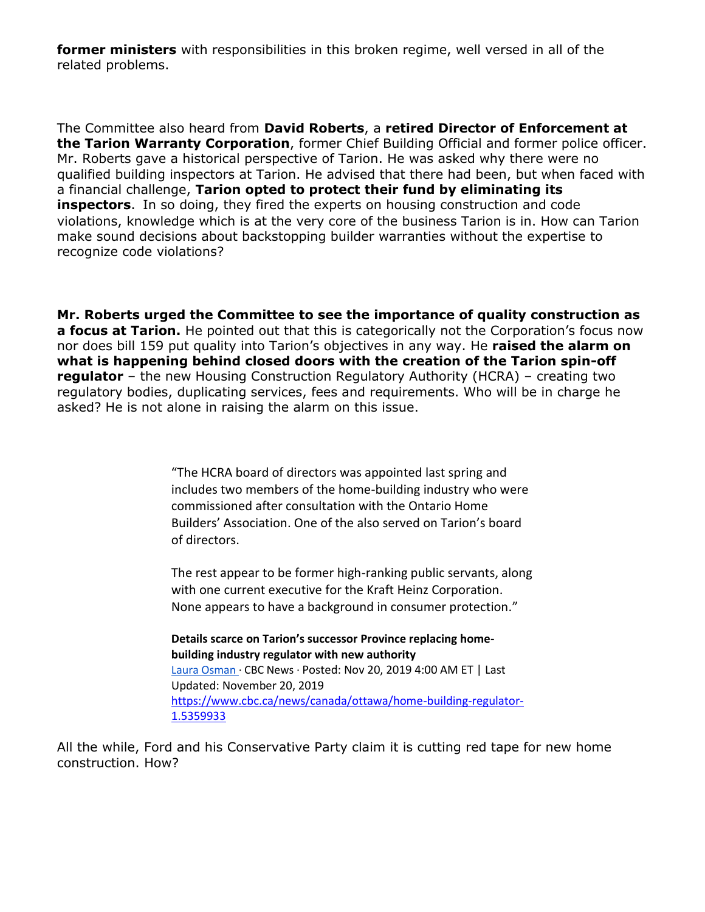**former ministers** with responsibilities in this broken regime, well versed in all of the related problems.

The Committee also heard from **David Roberts**, a **retired Director of Enforcement at the Tarion Warranty Corporation**, former Chief Building Official and former police officer. Mr. Roberts gave a historical perspective of Tarion. He was asked why there were no qualified building inspectors at Tarion. He advised that there had been, but when faced with a financial challenge, **Tarion opted to protect their fund by eliminating its inspectors**. In so doing, they fired the experts on housing construction and code violations, knowledge which is at the very core of the business Tarion is in. How can Tarion make sound decisions about backstopping builder warranties without the expertise to recognize code violations?

**Mr. Roberts urged the Committee to see the importance of quality construction as a focus at Tarion.** He pointed out that this is categorically not the Corporation's focus now nor does bill 159 put quality into Tarion's objectives in any way. He **raised the alarm on what is happening behind closed doors with the creation of the Tarion spin-off regulator** – the new Housing Construction Regulatory Authority (HCRA) – creating two regulatory bodies, duplicating services, fees and requirements. Who will be in charge he asked? He is not alone in raising the alarm on this issue.

> "The HCRA board of directors was appointed last spring and includes two members of the home-building industry who were commissioned after consultation with the Ontario Home Builders' Association. One of the also served on Tarion's board of directors.
>
> The rest appear to be former high-ranking public servants, along with one current executive for the Kraft Heinz Corporation. None appears to have a background in consumer protection."
>
> **Details scarce on Tarion's successor Province replacing home-building industry regulator with new authority**
> Laura Osman · CBC News · Posted: Nov 20, 2019 4:00 AM ET | Last Updated: November 20, 2019
> https://www.cbc.ca/news/canada/ottawa/home-building-regulator-1.5359933

All the while, Ford and his Conservative Party claim it is cutting red tape for new home construction. How?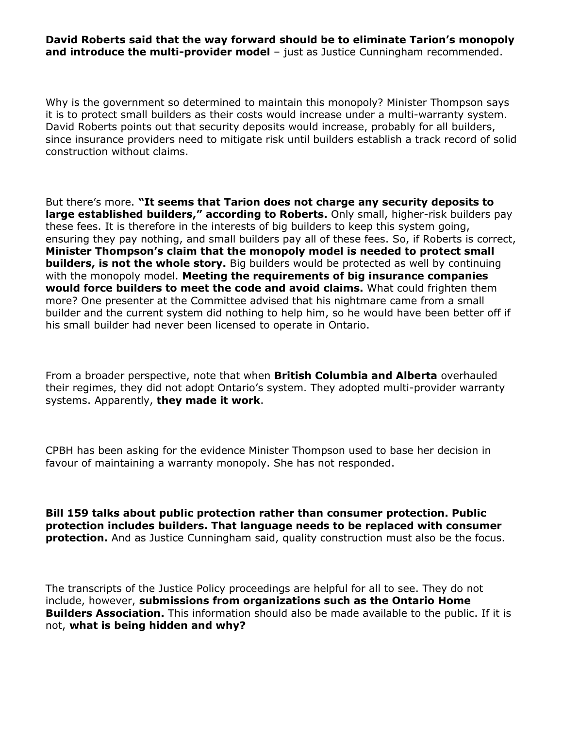**David Roberts said that the way forward should be to eliminate Tarion's monopoly and introduce the multi-provider model** – just as Justice Cunningham recommended.

Why is the government so determined to maintain this monopoly? Minister Thompson says it is to protect small builders as their costs would increase under a multi-warranty system. David Roberts points out that security deposits would increase, probably for all builders, since insurance providers need to mitigate risk until builders establish a track record of solid construction without claims.

But there's more. **"It seems that Tarion does not charge any security deposits to large established builders," according to Roberts.** Only small, higher-risk builders pay these fees. It is therefore in the interests of big builders to keep this system going, ensuring they pay nothing, and small builders pay all of these fees. So, if Roberts is correct, **Minister Thompson's claim that the monopoly model is needed to protect small builders, is not the whole story.** Big builders would be protected as well by continuing with the monopoly model. **Meeting the requirements of big insurance companies would force builders to meet the code and avoid claims.** What could frighten them more? One presenter at the Committee advised that his nightmare came from a small builder and the current system did nothing to help him, so he would have been better off if his small builder had never been licensed to operate in Ontario.

From a broader perspective, note that when **British Columbia and Alberta** overhauled their regimes, they did not adopt Ontario's system. They adopted multi-provider warranty systems. Apparently, **they made it work**.

CPBH has been asking for the evidence Minister Thompson used to base her decision in favour of maintaining a warranty monopoly. She has not responded.

**Bill 159 talks about public protection rather than consumer protection. Public protection includes builders. That language needs to be replaced with consumer protection.** And as Justice Cunningham said, quality construction must also be the focus.

The transcripts of the Justice Policy proceedings are helpful for all to see. They do not include, however, **submissions from organizations such as the Ontario Home Builders Association.** This information should also be made available to the public. If it is not, **what is being hidden and why?**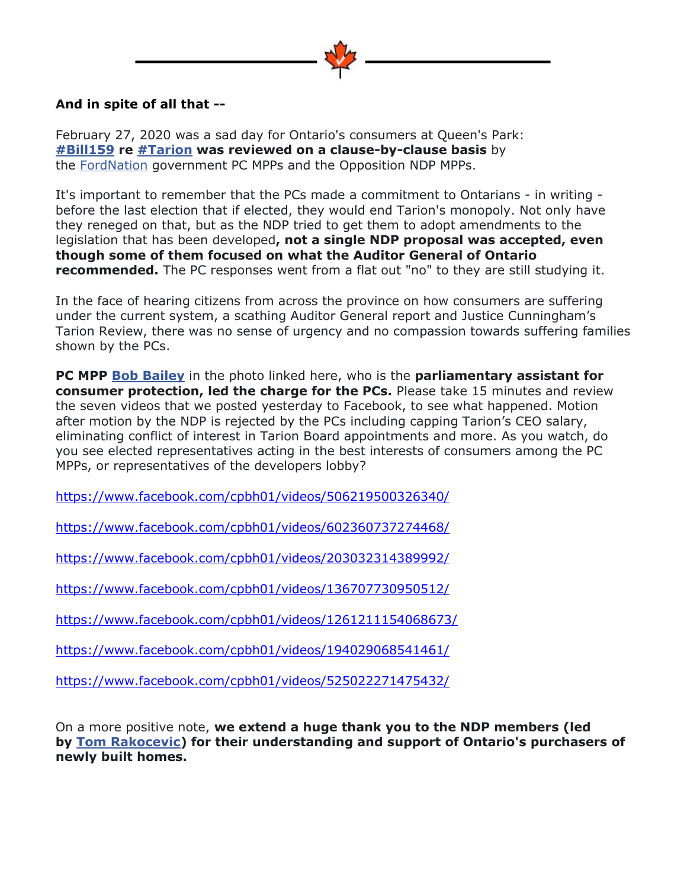**And in spite of all that --**

February 27, 2020 was a sad day for Ontario's consumers at Queen's Park: **#Bill159 re #Tarion was reviewed on a clause-by-clause basis** by the FordNation government PC MPPs and the Opposition NDP MPPs.

It's important to remember that the PCs made a commitment to Ontarians - in writing - before the last election that if elected, they would end Tarion's monopoly. Not only have they reneged on that, but as the NDP tried to get them to adopt amendments to the legislation that has been developed**, not a single NDP proposal was accepted, even though some of them focused on what the Auditor General of Ontario recommended.** The PC responses went from a flat out "no" to they are still studying it.

In the face of hearing citizens from across the province on how consumers are suffering under the current system, a scathing Auditor General report and Justice Cunningham's Tarion Review, there was no sense of urgency and no compassion towards suffering families shown by the PCs.

**PC MPP Bob Bailey** in the photo linked here, who is the **parliamentary assistant for consumer protection, led the charge for the PCs.** Please take 15 minutes and review the seven videos that we posted yesterday to Facebook, to see what happened. Motion after motion by the NDP is rejected by the PCs including capping Tarion's CEO salary, eliminating conflict of interest in Tarion Board appointments and more. As you watch, do you see elected representatives acting in the best interests of consumers among the PC MPPs, or representatives of the developers lobby?

https://www.facebook.com/cpbh01/videos/506219500326340/

https://www.facebook.com/cpbh01/videos/602360737274468/

https://www.facebook.com/cpbh01/videos/203032314389992/

https://www.facebook.com/cpbh01/videos/136707730950512/

https://www.facebook.com/cpbh01/videos/1261211154068673/

https://www.facebook.com/cpbh01/videos/194029068541461/

https://www.facebook.com/cpbh01/videos/525022271475432/

On a more positive note, **we extend a huge thank you to the NDP members (led by Tom Rakocevic) for their understanding and support of Ontario's purchasers of newly built homes.**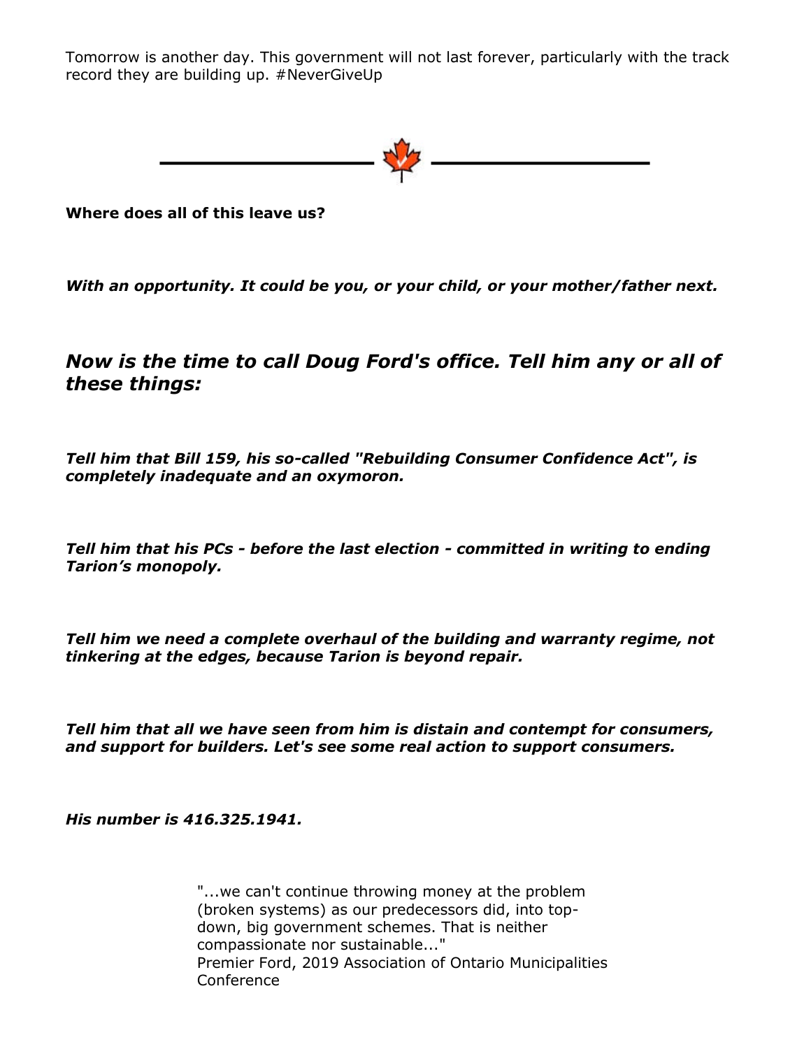Tomorrow is another day. This government will not last forever, particularly with the track record they are building up. #NeverGiveUp

---

**Where does all of this leave us?**

***With an opportunity. It could be you, or your child, or your mother/father next.***

## ***Now is the time to call Doug Ford's office. Tell him any or all of these things:***

***Tell him that Bill 159, his so-called "Rebuilding Consumer Confidence Act", is completely inadequate and an oxymoron.***

***Tell him that his PCs - before the last election - committed in writing to ending Tarion's monopoly.***

***Tell him we need a complete overhaul of the building and warranty regime, not tinkering at the edges, because Tarion is beyond repair.***

***Tell him that all we have seen from him is distain and contempt for consumers, and support for builders. Let's see some real action to support consumers.***

***His number is 416.325.1941.***

> "...we can't continue throwing money at the problem (broken systems) as our predecessors did, into top-down, big government schemes. That is neither compassionate nor sustainable..."
> Premier Ford, 2019 Association of Ontario Municipalities Conference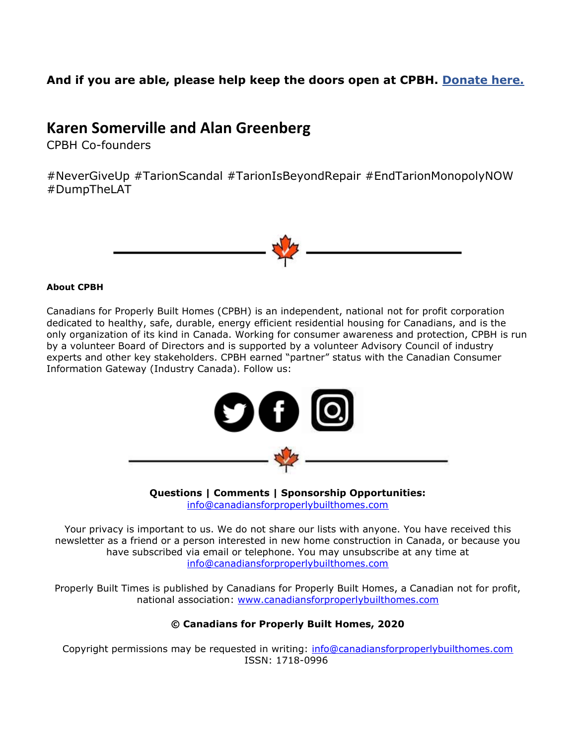**And if you are able, please help keep the doors open at CPBH. [Donate here.]**

## Karen Somerville and Alan Greenberg

CPBH Co-founders

#NeverGiveUp #TarionScandal #TarionIsBeyondRepair #EndTarionMonopolyNOW #DumpTheLAT

**About CPBH**

Canadians for Properly Built Homes (CPBH) is an independent, national not for profit corporation dedicated to healthy, safe, durable, energy efficient residential housing for Canadians, and is the only organization of its kind in Canada. Working for consumer awareness and protection, CPBH is run by a volunteer Board of Directors and is supported by a volunteer Advisory Council of industry experts and other key stakeholders. CPBH earned "partner" status with the Canadian Consumer Information Gateway (Industry Canada). Follow us:

**Questions | Comments | Sponsorship Opportunities:**
info@canadiansforproperlybuilthomes.com

Your privacy is important to us. We do not share our lists with anyone. You have received this newsletter as a friend or a person interested in new home construction in Canada, or because you have subscribed via email or telephone. You may unsubscribe at any time at info@canadiansforproperlybuilthomes.com

Properly Built Times is published by Canadians for Properly Built Homes, a Canadian not for profit, national association: www.canadiansforproperlybuilthomes.com

**© Canadians for Properly Built Homes, 2020**

Copyright permissions may be requested in writing: info@canadiansforproperlybuilthomes.com
ISSN: 1718-0996